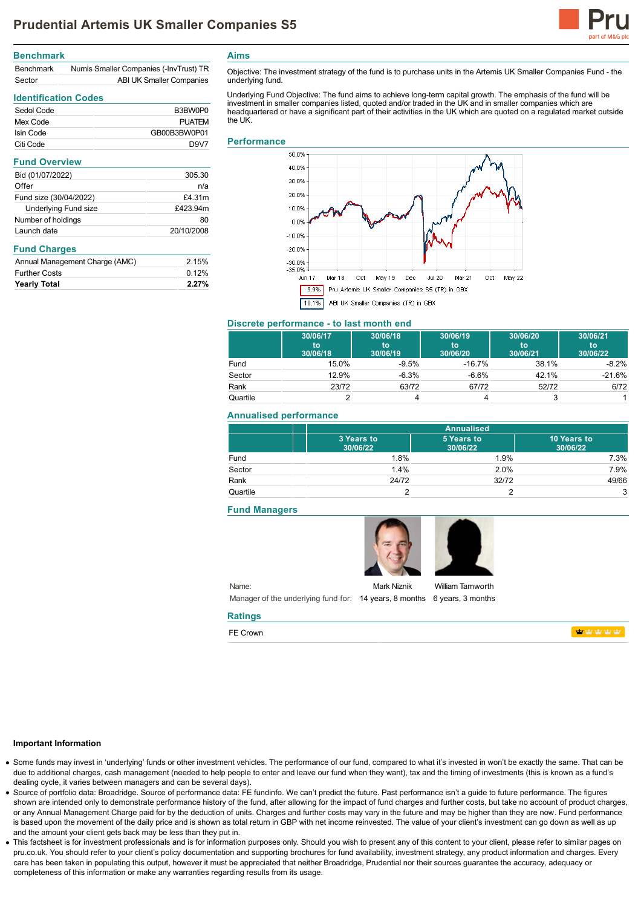# Prudential Artemis UK Smaller Companies S5

## Benchmark

| | |
|---|---|
| Benchmark | Numis Smaller Companies (-InvTrust) TR |
| Sector | ABI UK Smaller Companies |

## Identification Codes

| | |
|---|---|
| Sedol Code | B3BW0P0 |
| Mex Code | PUATEM |
| Isin Code | GB00B3BW0P01 |
| Citi Code | D9V7 |

## Fund Overview

| | |
|---|---|
| Bid (01/07/2022) | 305.30 |
| Offer | n/a |
| Fund size (30/04/2022) | £4.31m |
| Underlying Fund size | £423.94m |
| Number of holdings | 80 |
| Launch date | 20/10/2008 |

## Fund Charges

| | |
|---|---|
| Annual Management Charge (AMC) | 2.15% |
| Further Costs | 0.12% |
| **Yearly Total** | **2.27%** |

## Aims

Objective: The investment strategy of the fund is to purchase units in the Artemis UK Smaller Companies Fund - the underlying fund.

Underlying Fund Objective: The fund aims to achieve long-term capital growth. The emphasis of the fund will be investment in smaller companies listed, quoted and/or traded in the UK and in smaller companies which are headquartered or have a significant part of their activities in the UK which are quoted on a regulated market outside the UK.

## Performance

9.9% Pru Artemis UK Smaller Companies S5 (TR) in GBX

10.1% ABI UK Smaller Companies (TR) in GBX

## Discrete performance - to last month end

| | 30/06/17 to 30/06/18 | 30/06/18 to 30/06/19 | 30/06/19 to 30/06/20 | 30/06/20 to 30/06/21 | 30/06/21 to 30/06/22 |
|---|---|---|---|---|---|
| Fund | 15.0% | -9.5% | -16.7% | 38.1% | -8.2% |
| Sector | 12.9% | -6.3% | -6.6% | 42.1% | -21.6% |
| Rank | 23/72 | 63/72 | 67/72 | 52/72 | 6/72 |
| Quartile | 2 | 4 | 4 | 3 | 1 |

## Annualised performance

| | Annualised | | |
|---|---|---|---|
| | 3 Years to 30/06/22 | 5 Years to 30/06/22 | 10 Years to 30/06/22 |
| Fund | 1.8% | 1.9% | 7.3% |
| Sector | 1.4% | 2.0% | 7.9% |
| Rank | 24/72 | 32/72 | 49/66 |
| Quartile | 2 | 2 | 3 |

## Fund Managers

| | | |
|---|---|---|
| Name: | Mark Niznik | William Tamworth |
| Manager of the underlying fund for: | 14 years, 8 months | 6 years, 3 months |

## Ratings

| | |
|---|---|
| FE Crown | |

### Important Information

- Some funds may invest in 'underlying' funds or other investment vehicles. The performance of our fund, compared to what it's invested in won't be exactly the same. That can be due to additional charges, cash management (needed to help people to enter and leave our fund when they want), tax and the timing of investments (this is known as a fund's dealing cycle, it varies between managers and can be several days).
- Source of portfolio data: Broadridge. Source of performance data: FE fundinfo. We can't predict the future. Past performance isn't a guide to future performance. The figures shown are intended only to demonstrate performance history of the fund, after allowing for the impact of fund charges and further costs, but take no account of product charges, or any Annual Management Charge paid for by the deduction of units. Charges and further costs may vary in the future and may be higher than they are now. Fund performance is based upon the movement of the daily price and is shown as total return in GBP with net income reinvested. The value of your client's investment can go down as well as up and the amount your client gets back may be less than they put in.
- This factsheet is for investment professionals and is for information purposes only. Should you wish to present any of this content to your client, please refer to similar pages on pru.co.uk. You should refer to your client's policy documentation and supporting brochures for fund availability, investment strategy, any product information and charges. Every care has been taken in populating this output, however it must be appreciated that neither Broadridge, Prudential nor their sources guarantee the accuracy, adequacy or completeness of this information or make any warranties regarding results from its usage.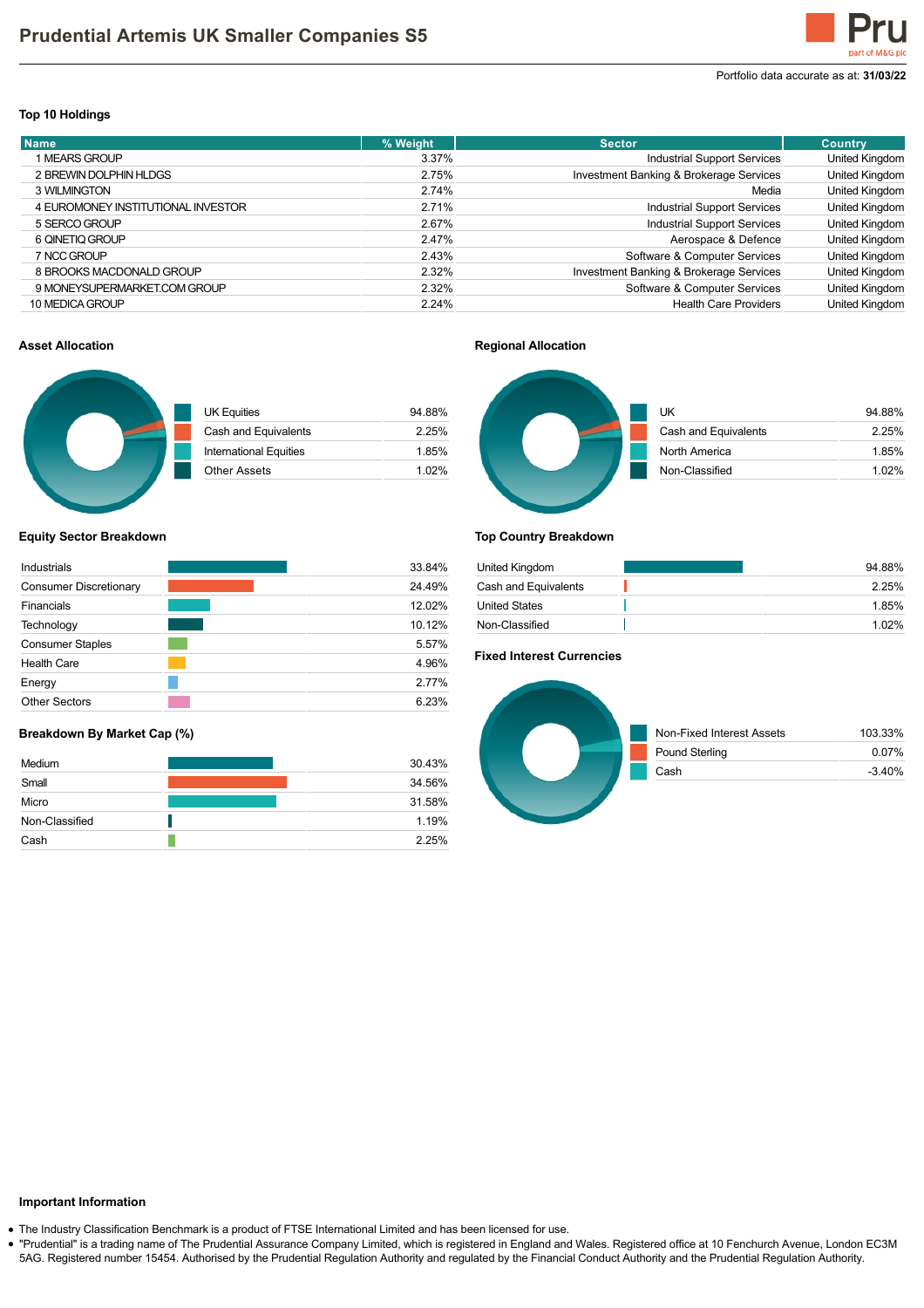# Prudential Artemis UK Smaller Companies S5

Portfolio data accurate as at: **31/03/22**

### Top 10 Holdings

| Name | % Weight | Sector | Country |
|---|---|---|---|
| 1 MEARS GROUP | 3.37% | Industrial Support Services | United Kingdom |
| 2 BREWIN DOLPHIN HLDGS | 2.75% | Investment Banking & Brokerage Services | United Kingdom |
| 3 WILMINGTON | 2.74% | Media | United Kingdom |
| 4 EUROMONEY INSTITUTIONAL INVESTOR | 2.71% | Industrial Support Services | United Kingdom |
| 5 SERCO GROUP | 2.67% | Industrial Support Services | United Kingdom |
| 6 QINETIQ GROUP | 2.47% | Aerospace & Defence | United Kingdom |
| 7 NCC GROUP | 2.43% | Software & Computer Services | United Kingdom |
| 8 BROOKS MACDONALD GROUP | 2.32% | Investment Banking & Brokerage Services | United Kingdom |
| 9 MONEYSUPERMARKET.COM GROUP | 2.32% | Software & Computer Services | United Kingdom |
| 10 MEDICA GROUP | 2.24% | Health Care Providers | United Kingdom |

### Asset Allocation

UK Equities 94.88%
Cash and Equivalents 2.25%
International Equities 1.85%
Other Assets 1.02%

### Regional Allocation

UK 94.88%
Cash and Equivalents 2.25%
North America 1.85%
Non-Classified 1.02%

### Equity Sector Breakdown

Industrials 33.84%
Consumer Discretionary 24.49%
Financials 12.02%
Technology 10.12%
Consumer Staples 5.57%
Health Care 4.96%
Energy 2.77%
Other Sectors 6.23%

### Top Country Breakdown

United Kingdom 94.88%
Cash and Equivalents 2.25%
United States 1.85%
Non-Classified 1.02%

### Breakdown By Market Cap (%)

Medium 30.43%
Small 34.56%
Micro 31.58%
Non-Classified 1.19%
Cash 2.25%

### Fixed Interest Currencies

Non-Fixed Interest Assets 103.33%
Pound Sterling 0.07%
Cash -3.40%

### Important Information

- The Industry Classification Benchmark is a product of FTSE International Limited and has been licensed for use.
- "Prudential" is a trading name of The Prudential Assurance Company Limited, which is registered in England and Wales. Registered office at 10 Fenchurch Avenue, London EC3M 5AG. Registered number 15454. Authorised by the Prudential Regulation Authority and regulated by the Financial Conduct Authority and the Prudential Regulation Authority.